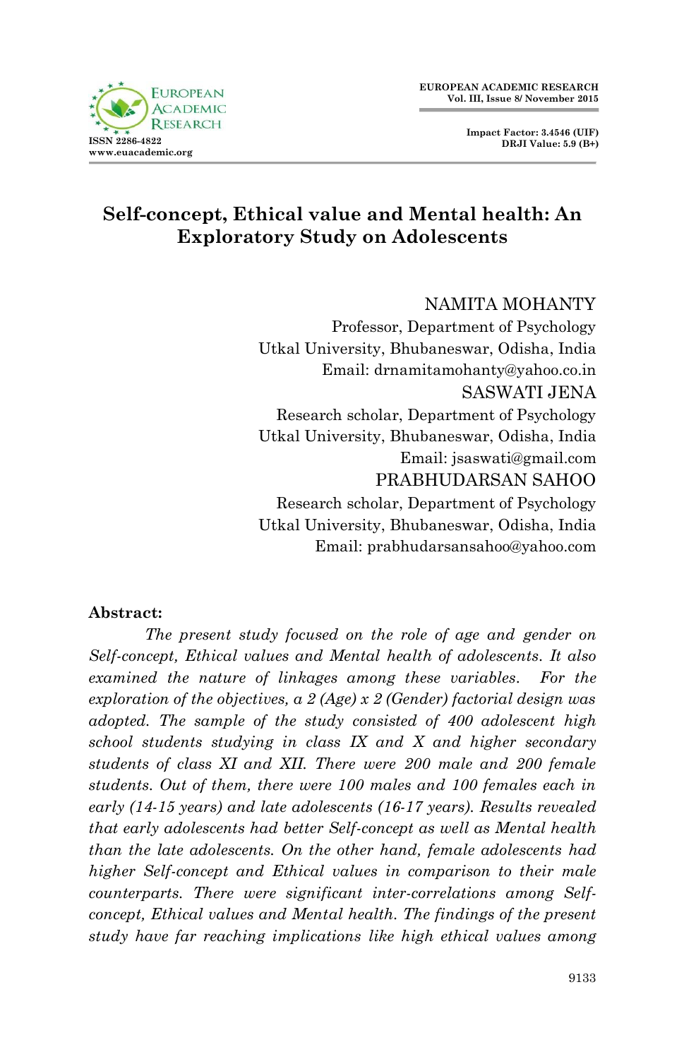# Self-concept, Ethical value and Mental health: An Exploratory Study on Adolescents

NAMITA MOHANTY
Professor, Department of Psychology
Utkal University, Bhubaneswar, Odisha, India
Email: drnamitamohanty@yahoo.co.in

SASWATI JENA
Research scholar, Department of Psychology
Utkal University, Bhubaneswar, Odisha, India
Email: jsaswati@gmail.com

PRABHUDARSAN SAHOO
Research scholar, Department of Psychology
Utkal University, Bhubaneswar, Odisha, India
Email: prabhudarsansahoo@yahoo.com

**Abstract:**

*The present study focused on the role of age and gender on Self-concept, Ethical values and Mental health of adolescents. It also examined the nature of linkages among these variables. For the exploration of the objectives, a 2 (Age) x 2 (Gender) factorial design was adopted. The sample of the study consisted of 400 adolescent high school students studying in class IX and X and higher secondary students of class XI and XII. There were 200 male and 200 female students. Out of them, there were 100 males and 100 females each in early (14-15 years) and late adolescents (16-17 years). Results revealed that early adolescents had better Self-concept as well as Mental health than the late adolescents. On the other hand, female adolescents had higher Self-concept and Ethical values in comparison to their male counterparts. There were significant inter-correlations among Self-concept, Ethical values and Mental health. The findings of the present study have far reaching implications like high ethical values among*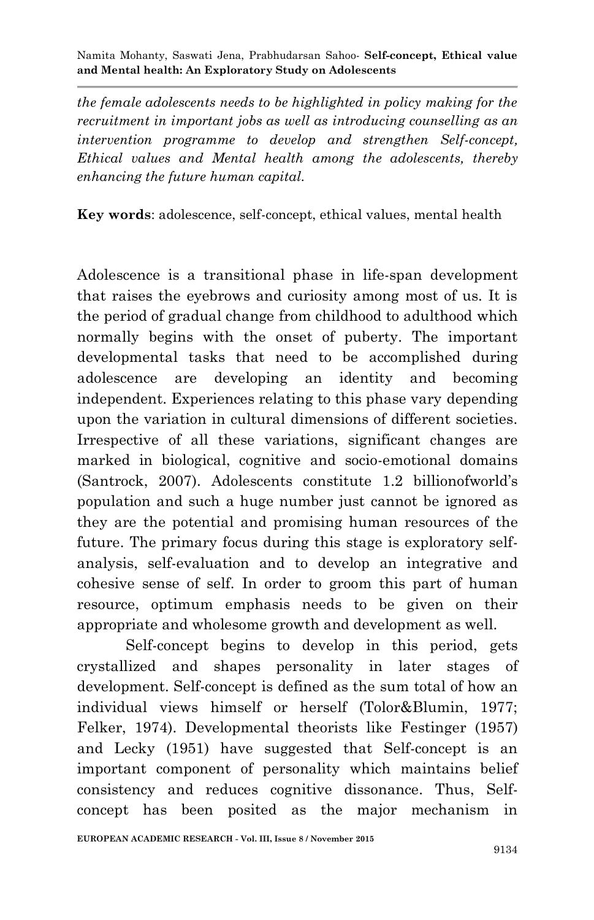*the female adolescents needs to be highlighted in policy making for the recruitment in important jobs as well as introducing counselling as an intervention programme to develop and strengthen Self-concept, Ethical values and Mental health among the adolescents, thereby enhancing the future human capital.*

**Key words**: adolescence, self-concept, ethical values, mental health

Adolescence is a transitional phase in life-span development that raises the eyebrows and curiosity among most of us. It is the period of gradual change from childhood to adulthood which normally begins with the onset of puberty. The important developmental tasks that need to be accomplished during adolescence are developing an identity and becoming independent. Experiences relating to this phase vary depending upon the variation in cultural dimensions of different societies. Irrespective of all these variations, significant changes are marked in biological, cognitive and socio-emotional domains (Santrock, 2007). Adolescents constitute 1.2 billionofworld's population and such a huge number just cannot be ignored as they are the potential and promising human resources of the future. The primary focus during this stage is exploratory self-analysis, self-evaluation and to develop an integrative and cohesive sense of self. In order to groom this part of human resource, optimum emphasis needs to be given on their appropriate and wholesome growth and development as well.

Self-concept begins to develop in this period, gets crystallized and shapes personality in later stages of development. Self-concept is defined as the sum total of how an individual views himself or herself (Tolor&Blumin, 1977; Felker, 1974). Developmental theorists like Festinger (1957) and Lecky (1951) have suggested that Self-concept is an important component of personality which maintains belief consistency and reduces cognitive dissonance. Thus, Self-concept has been posited as the major mechanism in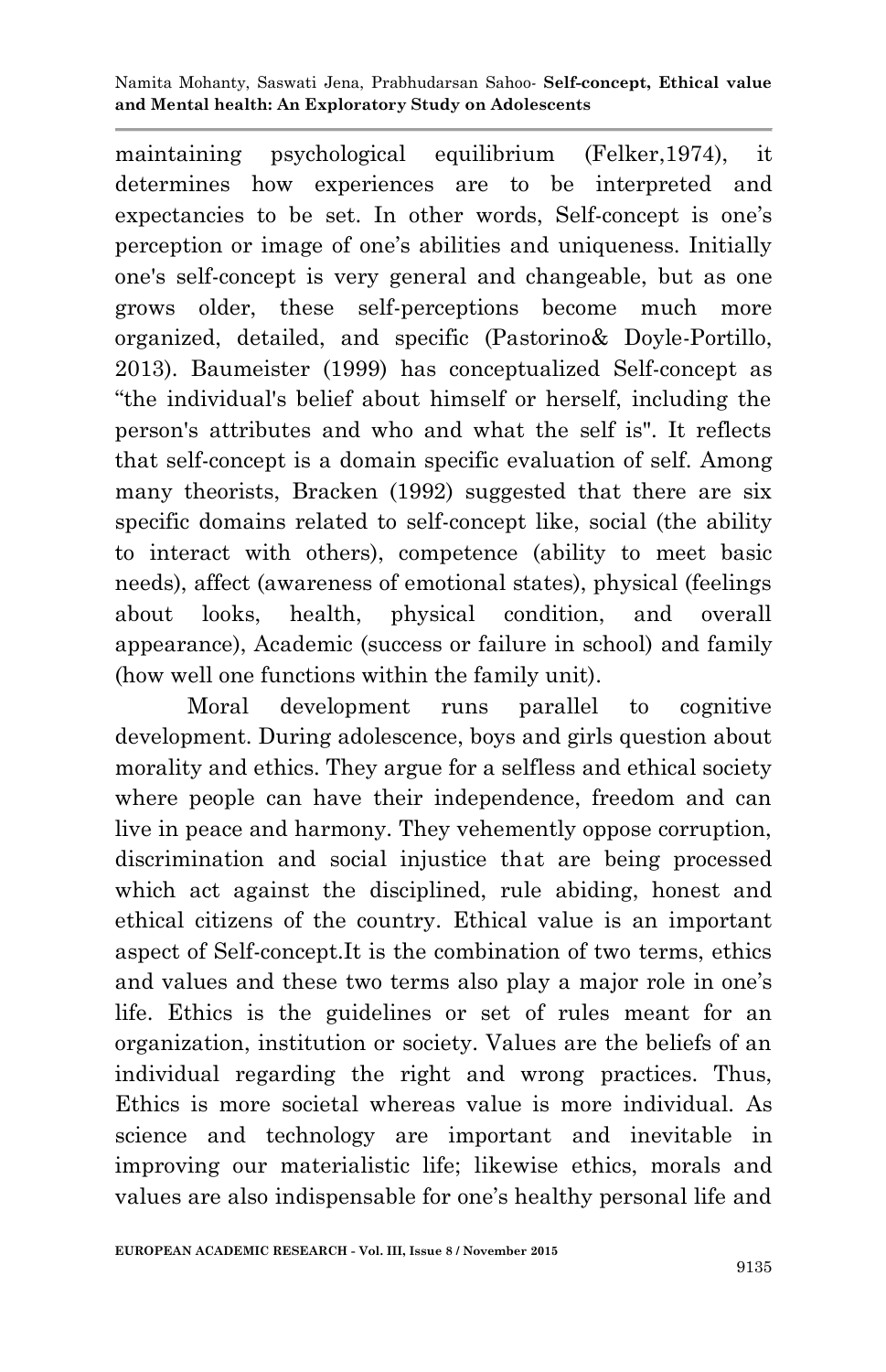maintaining psychological equilibrium (Felker,1974), it determines how experiences are to be interpreted and expectancies to be set. In other words, Self-concept is one's perception or image of one's abilities and uniqueness. Initially one's self-concept is very general and changeable, but as one grows older, these self-perceptions become much more organized, detailed, and specific (Pastorino& Doyle-Portillo, 2013). Baumeister (1999) has conceptualized Self-concept as "the individual's belief about himself or herself, including the person's attributes and who and what the self is". It reflects that self-concept is a domain specific evaluation of self. Among many theorists, Bracken (1992) suggested that there are six specific domains related to self-concept like, social (the ability to interact with others), competence (ability to meet basic needs), affect (awareness of emotional states), physical (feelings about looks, health, physical condition, and overall appearance), Academic (success or failure in school) and family (how well one functions within the family unit).

Moral development runs parallel to cognitive development. During adolescence, boys and girls question about morality and ethics. They argue for a selfless and ethical society where people can have their independence, freedom and can live in peace and harmony. They vehemently oppose corruption, discrimination and social injustice that are being processed which act against the disciplined, rule abiding, honest and ethical citizens of the country. Ethical value is an important aspect of Self-concept.It is the combination of two terms, ethics and values and these two terms also play a major role in one's life. Ethics is the guidelines or set of rules meant for an organization, institution or society. Values are the beliefs of an individual regarding the right and wrong practices. Thus, Ethics is more societal whereas value is more individual. As science and technology are important and inevitable in improving our materialistic life; likewise ethics, morals and values are also indispensable for one's healthy personal life and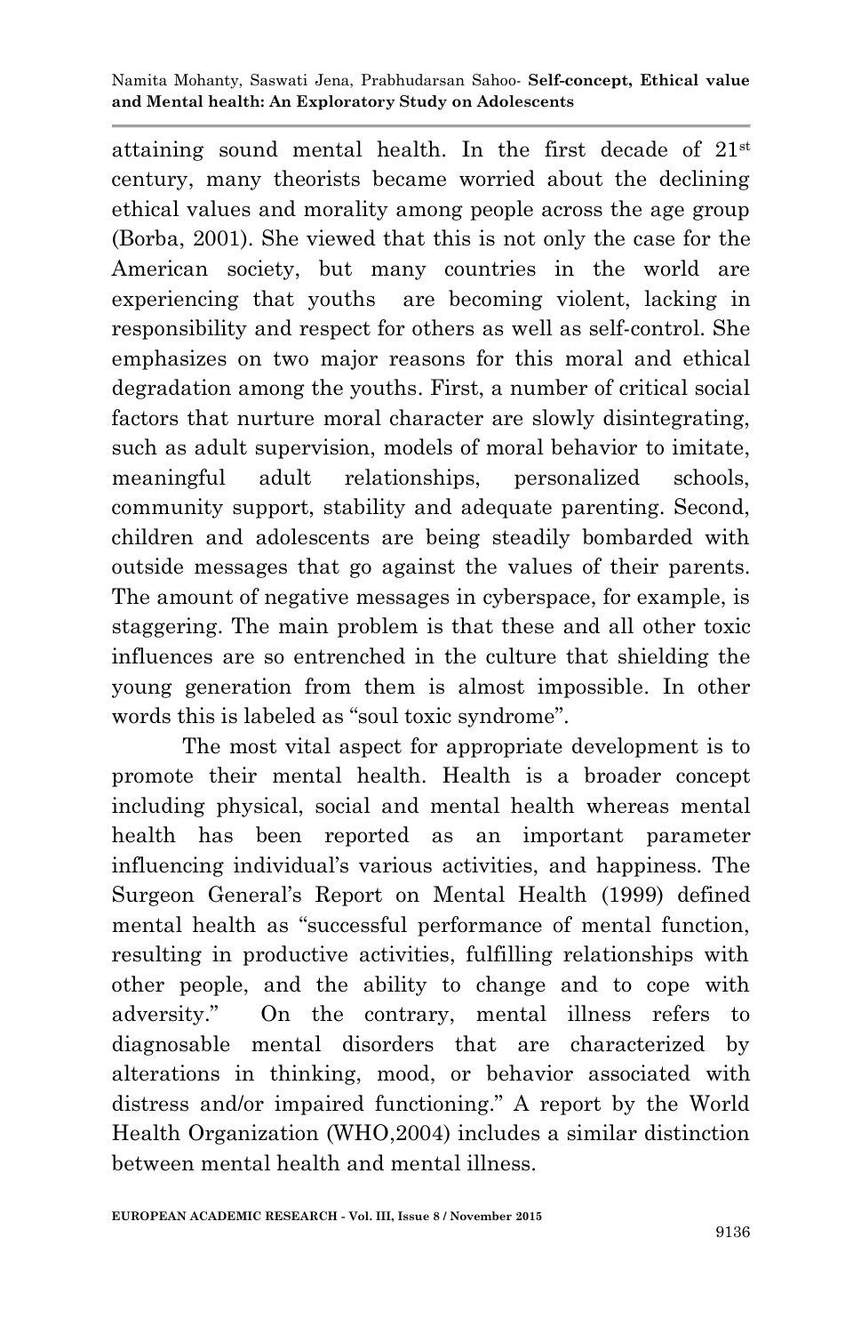attaining sound mental health. In the first decade of 21st century, many theorists became worried about the declining ethical values and morality among people across the age group (Borba, 2001). She viewed that this is not only the case for the American society, but many countries in the world are experiencing that youths are becoming violent, lacking in responsibility and respect for others as well as self-control. She emphasizes on two major reasons for this moral and ethical degradation among the youths. First, a number of critical social factors that nurture moral character are slowly disintegrating, such as adult supervision, models of moral behavior to imitate, meaningful adult relationships, personalized schools, community support, stability and adequate parenting. Second, children and adolescents are being steadily bombarded with outside messages that go against the values of their parents. The amount of negative messages in cyberspace, for example, is staggering. The main problem is that these and all other toxic influences are so entrenched in the culture that shielding the young generation from them is almost impossible. In other words this is labeled as "soul toxic syndrome".

The most vital aspect for appropriate development is to promote their mental health. Health is a broader concept including physical, social and mental health whereas mental health has been reported as an important parameter influencing individual's various activities, and happiness. The Surgeon General's Report on Mental Health (1999) defined mental health as "successful performance of mental function, resulting in productive activities, fulfilling relationships with other people, and the ability to change and to cope with adversity." On the contrary, mental illness refers to diagnosable mental disorders that are characterized by alterations in thinking, mood, or behavior associated with distress and/or impaired functioning." A report by the World Health Organization (WHO,2004) includes a similar distinction between mental health and mental illness.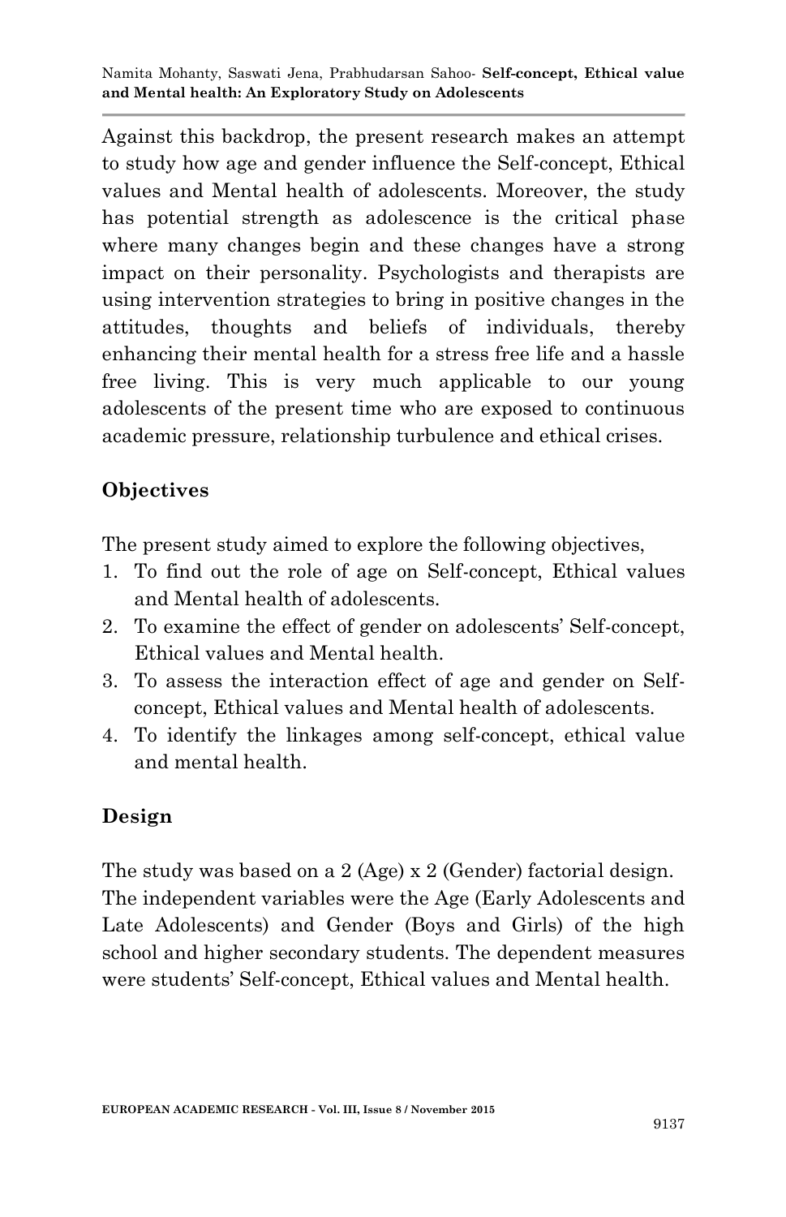Against this backdrop, the present research makes an attempt to study how age and gender influence the Self-concept, Ethical values and Mental health of adolescents. Moreover, the study has potential strength as adolescence is the critical phase where many changes begin and these changes have a strong impact on their personality. Psychologists and therapists are using intervention strategies to bring in positive changes in the attitudes, thoughts and beliefs of individuals, thereby enhancing their mental health for a stress free life and a hassle free living. This is very much applicable to our young adolescents of the present time who are exposed to continuous academic pressure, relationship turbulence and ethical crises.

## Objectives

The present study aimed to explore the following objectives,

1. To find out the role of age on Self-concept, Ethical values and Mental health of adolescents.
2. To examine the effect of gender on adolescents' Self-concept, Ethical values and Mental health.
3. To assess the interaction effect of age and gender on Self-concept, Ethical values and Mental health of adolescents.
4. To identify the linkages among self-concept, ethical value and mental health.

## Design

The study was based on a 2 (Age) x 2 (Gender) factorial design. The independent variables were the Age (Early Adolescents and Late Adolescents) and Gender (Boys and Girls) of the high school and higher secondary students. The dependent measures were students' Self-concept, Ethical values and Mental health.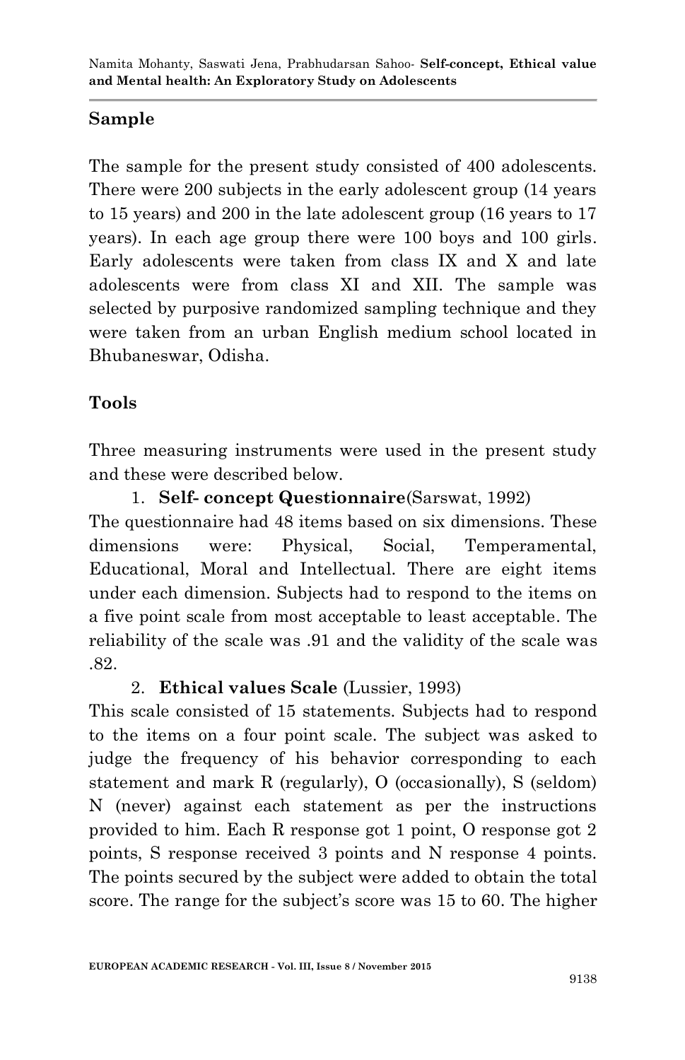## Sample

The sample for the present study consisted of 400 adolescents. There were 200 subjects in the early adolescent group (14 years to 15 years) and 200 in the late adolescent group (16 years to 17 years). In each age group there were 100 boys and 100 girls. Early adolescents were taken from class IX and X and late adolescents were from class XI and XII. The sample was selected by purposive randomized sampling technique and they were taken from an urban English medium school located in Bhubaneswar, Odisha.

## Tools

Three measuring instruments were used in the present study and these were described below.

1. **Self- concept Questionnaire**(Sarswat, 1992)

The questionnaire had 48 items based on six dimensions. These dimensions were: Physical, Social, Temperamental, Educational, Moral and Intellectual. There are eight items under each dimension. Subjects had to respond to the items on a five point scale from most acceptable to least acceptable. The reliability of the scale was .91 and the validity of the scale was .82.

2. **Ethical values Scale** (Lussier, 1993)

This scale consisted of 15 statements. Subjects had to respond to the items on a four point scale. The subject was asked to judge the frequency of his behavior corresponding to each statement and mark R (regularly), O (occasionally), S (seldom) N (never) against each statement as per the instructions provided to him. Each R response got 1 point, O response got 2 points, S response received 3 points and N response 4 points. The points secured by the subject were added to obtain the total score. The range for the subject's score was 15 to 60. The higher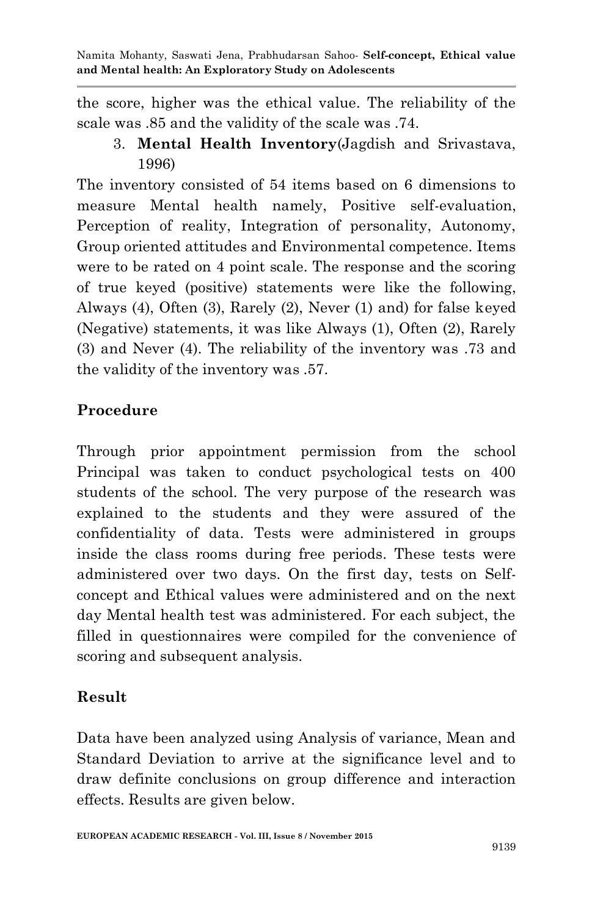the score, higher was the ethical value. The reliability of the scale was .85 and the validity of the scale was .74.

3. **Mental Health Inventory**(Jagdish and Srivastava, 1996)

The inventory consisted of 54 items based on 6 dimensions to measure Mental health namely, Positive self-evaluation, Perception of reality, Integration of personality, Autonomy, Group oriented attitudes and Environmental competence. Items were to be rated on 4 point scale. The response and the scoring of true keyed (positive) statements were like the following, Always (4), Often (3), Rarely (2), Never (1) and) for false keyed (Negative) statements, it was like Always (1), Often (2), Rarely (3) and Never (4). The reliability of the inventory was .73 and the validity of the inventory was .57.

## Procedure

Through prior appointment permission from the school Principal was taken to conduct psychological tests on 400 students of the school. The very purpose of the research was explained to the students and they were assured of the confidentiality of data. Tests were administered in groups inside the class rooms during free periods. These tests were administered over two days. On the first day, tests on Self-concept and Ethical values were administered and on the next day Mental health test was administered. For each subject, the filled in questionnaires were compiled for the convenience of scoring and subsequent analysis.

## Result

Data have been analyzed using Analysis of variance, Mean and Standard Deviation to arrive at the significance level and to draw definite conclusions on group difference and interaction effects. Results are given below.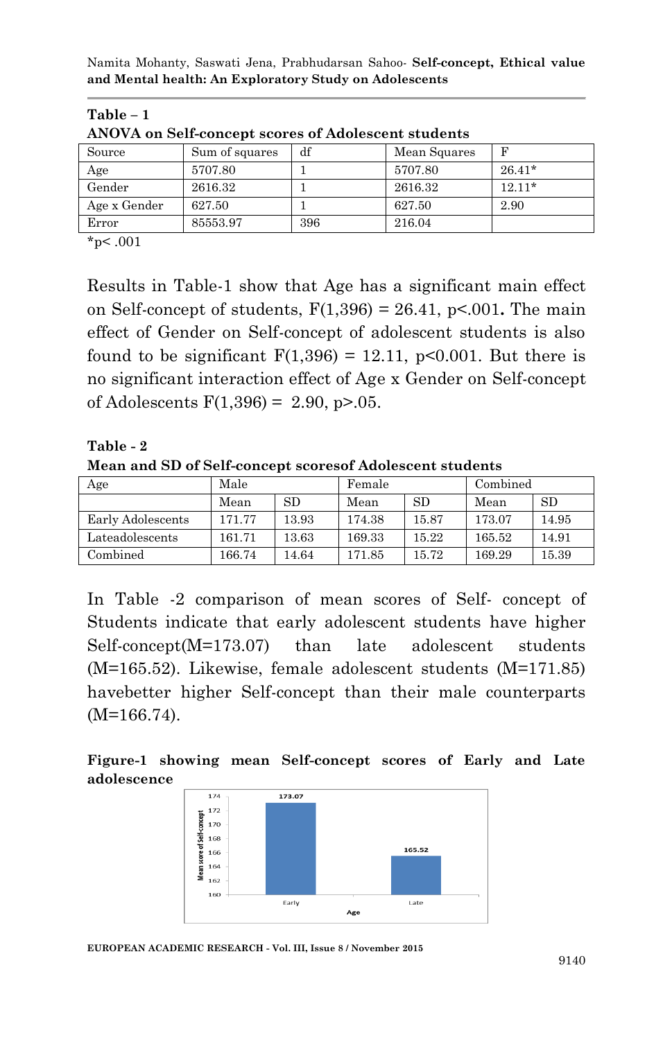**Table – 1**
**ANOVA on Self-concept scores of Adolescent students**

| Source | Sum of squares | df | Mean Squares | F |
|---|---|---|---|---|
| Age | 5707.80 | 1 | 5707.80 | 26.41* |
| Gender | 2616.32 | 1 | 2616.32 | 12.11* |
| Age x Gender | 627.50 | 1 | 627.50 | 2.90 |
| Error | 85553.97 | 396 | 216.04 | |

*p< .001

Results in Table-1 show that Age has a significant main effect on Self-concept of students, $F(1,396) = 26.41$, $p<.001$. The main effect of Gender on Self-concept of adolescent students is also found to be significant $F(1,396) = 12.11$, $p<0.001$. But there is no significant interaction effect of Age x Gender on Self-concept of Adolescents $F(1,396) = 2.90$, $p>.05$.

**Table - 2**
**Mean and SD of Self-concept scoresof Adolescent students**

| Age | Male | | Female | | Combined | |
|---|---|---|---|---|---|---|
| | Mean | SD | Mean | SD | Mean | SD |
| Early Adolescents | 171.77 | 13.93 | 174.38 | 15.87 | 173.07 | 14.95 |
| Lateadolescents | 161.71 | 13.63 | 169.33 | 15.22 | 165.52 | 14.91 |
| Combined | 166.74 | 14.64 | 171.85 | 15.72 | 169.29 | 15.39 |

In Table -2 comparison of mean scores of Self- concept of Students indicate that early adolescent students have higher Self-concept(M=173.07) than late adolescent students (M=165.52). Likewise, female adolescent students (M=171.85) havebetter higher Self-concept than their male counterparts (M=166.74).

**Figure-1 showing mean Self-concept scores of Early and Late adolescence**

| Age | Mean score of Self-concept |
|---|---|
| Early | 173.07 |
| Late | 165.52 |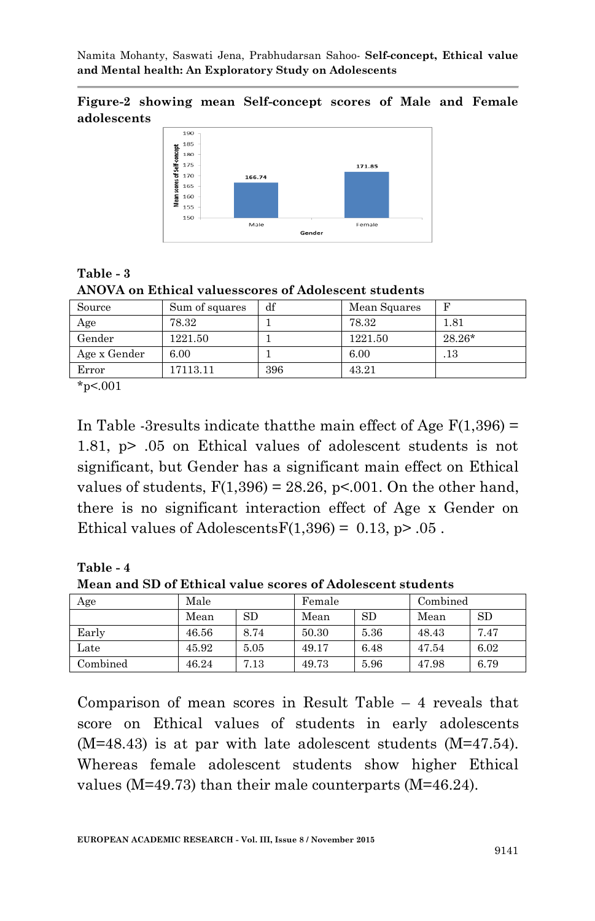**Figure-2 showing mean Self-concept scores of Male and Female adolescents**

**Table - 3**
**ANOVA on Ethical valuesscores of Adolescent students**

| Source | Sum of squares | df | Mean Squares | F |
|---|---|---|---|---|
| Age | 78.32 | 1 | 78.32 | 1.81 |
| Gender | 1221.50 | 1 | 1221.50 | 28.26* |
| Age x Gender | 6.00 | 1 | 6.00 | .13 |
| Error | 17113.11 | 396 | 43.21 | |

*p<.001

In Table -3results indicate thatthe main effect of Age $F(1,396) = 1.81$, $p > .05$ on Ethical values of adolescent students is not significant, but Gender has a significant main effect on Ethical values of students, $F(1,396) = 28.26$, $p<.001$. On the other hand, there is no significant interaction effect of Age x Gender on Ethical values of Adolescents$F(1,396) = 0.13$, $p > .05$ .

**Table - 4**
**Mean and SD of Ethical value scores of Adolescent students**

| Age | Male | | Female | | Combined | |
|---|---|---|---|---|---|---|
| | Mean | SD | Mean | SD | Mean | SD |
| Early | 46.56 | 8.74 | 50.30 | 5.36 | 48.43 | 7.47 |
| Late | 45.92 | 5.05 | 49.17 | 6.48 | 47.54 | 6.02 |
| Combined | 46.24 | 7.13 | 49.73 | 5.96 | 47.98 | 6.79 |

Comparison of mean scores in Result Table – 4 reveals that score on Ethical values of students in early adolescents (M=48.43) is at par with late adolescent students (M=47.54). Whereas female adolescent students show higher Ethical values (M=49.73) than their male counterparts (M=46.24).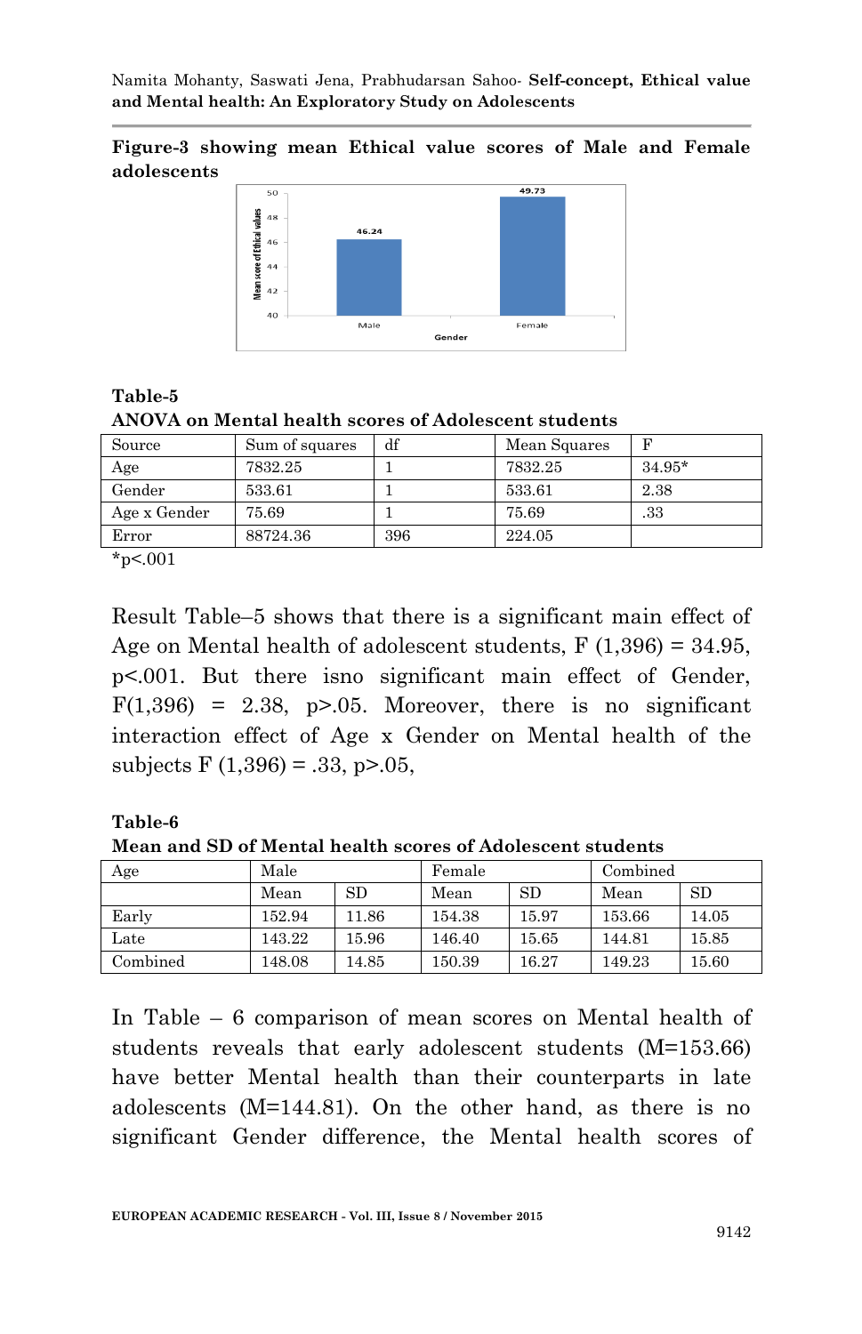**Figure-3 showing mean Ethical value scores of Male and Female adolescents**

**Table-5**
**ANOVA on Mental health scores of Adolescent students**

| Source | Sum of squares | df | Mean Squares | F |
|---|---|---|---|---|
| Age | 7832.25 | 1 | 7832.25 | 34.95* |
| Gender | 533.61 | 1 | 533.61 | 2.38 |
| Age x Gender | 75.69 | 1 | 75.69 | .33 |
| Error | 88724.36 | 396 | 224.05 | |

*p<.001

Result Table–5 shows that there is a significant main effect of Age on Mental health of adolescent students, $F(1,396) = 34.95$, $p<.001$. But there isno significant main effect of Gender, $F(1,396) = 2.38$, $p>.05$. Moreover, there is no significant interaction effect of Age x Gender on Mental health of the subjects $F(1,396) = .33$, $p>.05$,

**Table-6**
**Mean and SD of Mental health scores of Adolescent students**

| Age | Male | | Female | | Combined | |
|---|---|---|---|---|---|---|
| | Mean | SD | Mean | SD | Mean | SD |
| Early | 152.94 | 11.86 | 154.38 | 15.97 | 153.66 | 14.05 |
| Late | 143.22 | 15.96 | 146.40 | 15.65 | 144.81 | 15.85 |
| Combined | 148.08 | 14.85 | 150.39 | 16.27 | 149.23 | 15.60 |

In Table – 6 comparison of mean scores on Mental health of students reveals that early adolescent students (M=153.66) have better Mental health than their counterparts in late adolescents (M=144.81). On the other hand, as there is no significant Gender difference, the Mental health scores of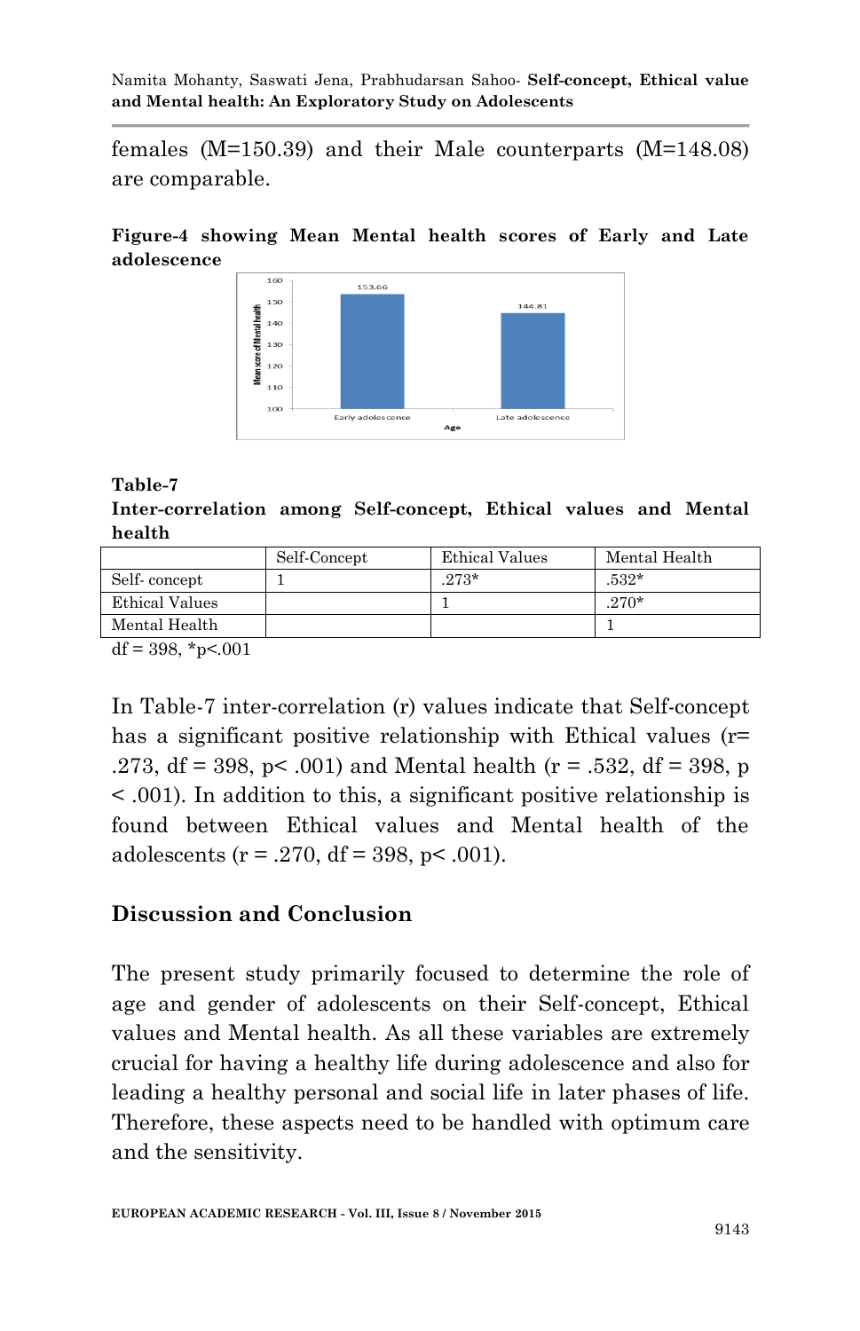females (M=150.39) and their Male counterparts (M=148.08) are comparable.

**Figure-4 showing Mean Mental health scores of Early and Late adolescence**

**Table-7**
**Inter-correlation among Self-concept, Ethical values and Mental health**

| | Self-Concept | Ethical Values | Mental Health |
|---|---|---|---|
| Self- concept | 1 | .273* | .532* |
| Ethical Values | | 1 | .270* |
| Mental Health | | | 1 |

df = 398, *p<.001

In Table-7 inter-correlation (r) values indicate that Self-concept has a significant positive relationship with Ethical values ($r= .273$, $df = 398$, $p< .001$) and Mental health ($r = .532$, $df = 398$, $p < .001$). In addition to this, a significant positive relationship is found between Ethical values and Mental health of the adolescents ($r = .270$, $df = 398$, $p< .001$).

## Discussion and Conclusion

The present study primarily focused to determine the role of age and gender of adolescents on their Self-concept, Ethical values and Mental health. As all these variables are extremely crucial for having a healthy life during adolescence and also for leading a healthy personal and social life in later phases of life. Therefore, these aspects need to be handled with optimum care and the sensitivity.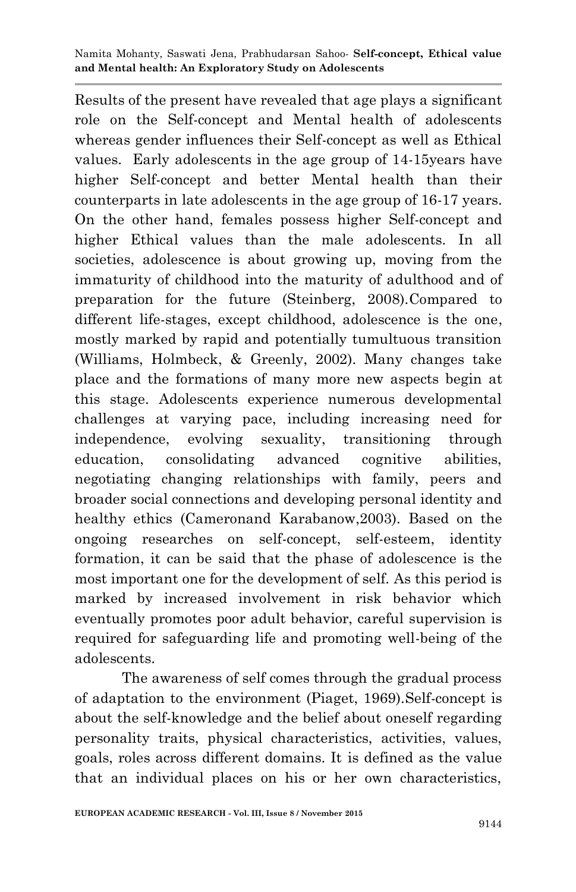Results of the present have revealed that age plays a significant role on the Self-concept and Mental health of adolescents whereas gender influences their Self-concept as well as Ethical values. Early adolescents in the age group of 14-15years have higher Self-concept and better Mental health than their counterparts in late adolescents in the age group of 16-17 years. On the other hand, females possess higher Self-concept and higher Ethical values than the male adolescents. In all societies, adolescence is about growing up, moving from the immaturity of childhood into the maturity of adulthood and of preparation for the future (Steinberg, 2008).Compared to different life-stages, except childhood, adolescence is the one, mostly marked by rapid and potentially tumultuous transition (Williams, Holmbeck, & Greenly, 2002). Many changes take place and the formations of many more new aspects begin at this stage. Adolescents experience numerous developmental challenges at varying pace, including increasing need for independence, evolving sexuality, transitioning through education, consolidating advanced cognitive abilities, negotiating changing relationships with family, peers and broader social connections and developing personal identity and healthy ethics (Cameronand Karabanow,2003). Based on the ongoing researches on self-concept, self-esteem, identity formation, it can be said that the phase of adolescence is the most important one for the development of self. As this period is marked by increased involvement in risk behavior which eventually promotes poor adult behavior, careful supervision is required for safeguarding life and promoting well-being of the adolescents.

The awareness of self comes through the gradual process of adaptation to the environment (Piaget, 1969).Self-concept is about the self-knowledge and the belief about oneself regarding personality traits, physical characteristics, activities, values, goals, roles across different domains. It is defined as the value that an individual places on his or her own characteristics,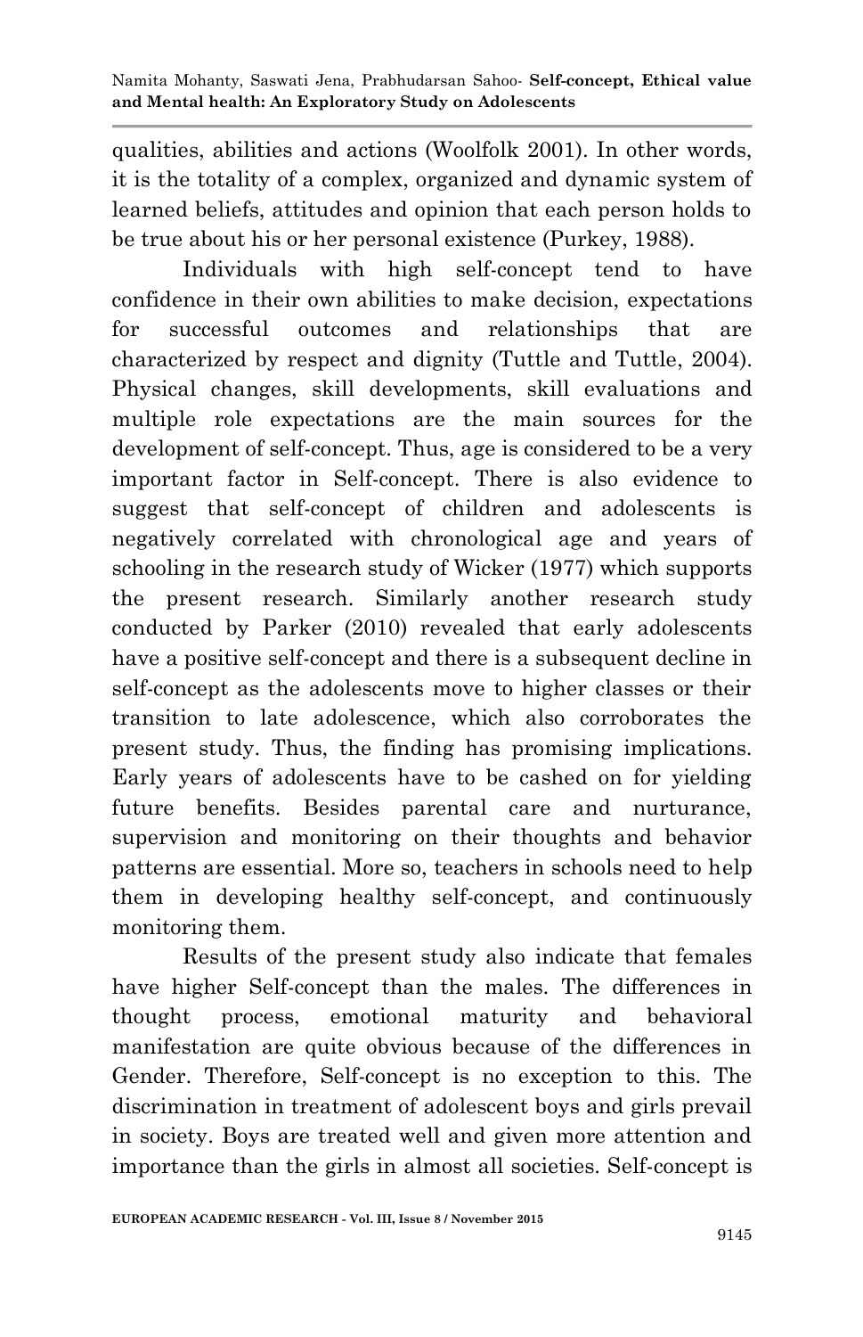qualities, abilities and actions (Woolfolk 2001). In other words, it is the totality of a complex, organized and dynamic system of learned beliefs, attitudes and opinion that each person holds to be true about his or her personal existence (Purkey, 1988).

Individuals with high self-concept tend to have confidence in their own abilities to make decision, expectations for successful outcomes and relationships that are characterized by respect and dignity (Tuttle and Tuttle, 2004). Physical changes, skill developments, skill evaluations and multiple role expectations are the main sources for the development of self-concept. Thus, age is considered to be a very important factor in Self-concept. There is also evidence to suggest that self-concept of children and adolescents is negatively correlated with chronological age and years of schooling in the research study of Wicker (1977) which supports the present research. Similarly another research study conducted by Parker (2010) revealed that early adolescents have a positive self-concept and there is a subsequent decline in self-concept as the adolescents move to higher classes or their transition to late adolescence, which also corroborates the present study. Thus, the finding has promising implications. Early years of adolescents have to be cashed on for yielding future benefits. Besides parental care and nurturance, supervision and monitoring on their thoughts and behavior patterns are essential. More so, teachers in schools need to help them in developing healthy self-concept, and continuously monitoring them.

Results of the present study also indicate that females have higher Self-concept than the males. The differences in thought process, emotional maturity and behavioral manifestation are quite obvious because of the differences in Gender. Therefore, Self-concept is no exception to this. The discrimination in treatment of adolescent boys and girls prevail in society. Boys are treated well and given more attention and importance than the girls in almost all societies. Self-concept is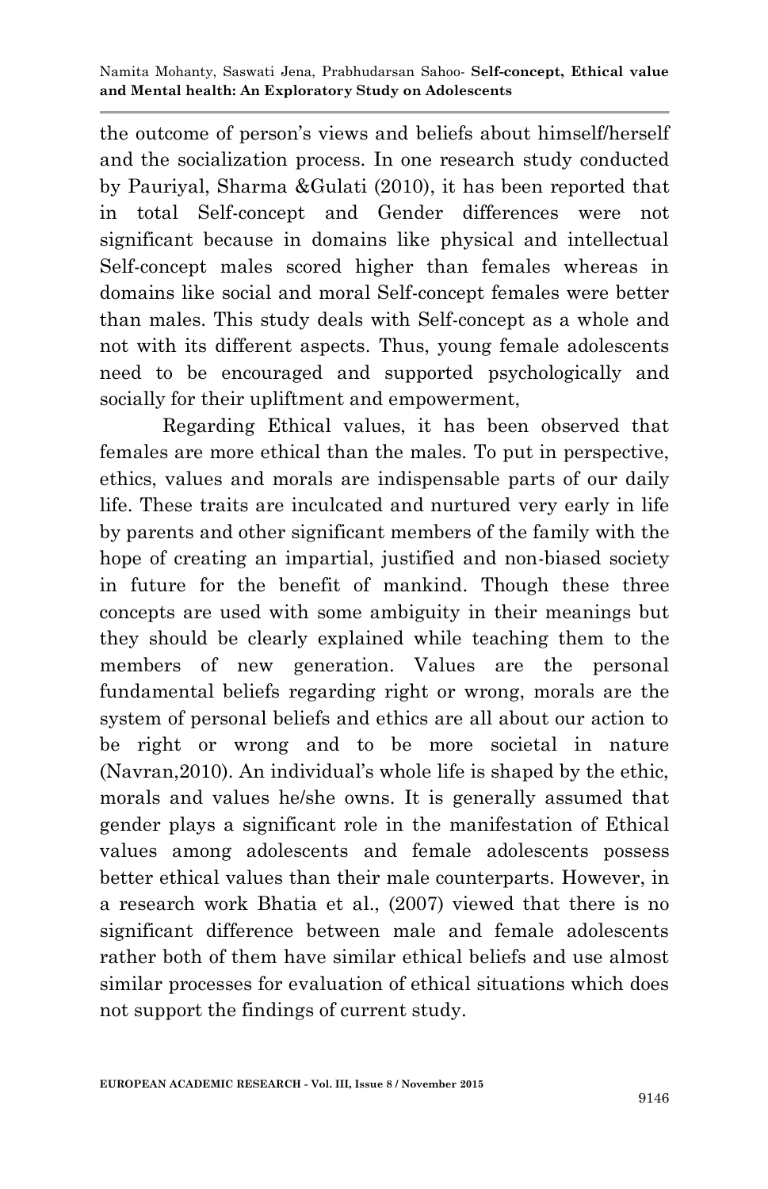the outcome of person's views and beliefs about himself/herself and the socialization process. In one research study conducted by Pauriyal, Sharma &Gulati (2010), it has been reported that in total Self-concept and Gender differences were not significant because in domains like physical and intellectual Self-concept males scored higher than females whereas in domains like social and moral Self-concept females were better than males. This study deals with Self-concept as a whole and not with its different aspects. Thus, young female adolescents need to be encouraged and supported psychologically and socially for their upliftment and empowerment,

Regarding Ethical values, it has been observed that females are more ethical than the males. To put in perspective, ethics, values and morals are indispensable parts of our daily life. These traits are inculcated and nurtured very early in life by parents and other significant members of the family with the hope of creating an impartial, justified and non-biased society in future for the benefit of mankind. Though these three concepts are used with some ambiguity in their meanings but they should be clearly explained while teaching them to the members of new generation. Values are the personal fundamental beliefs regarding right or wrong, morals are the system of personal beliefs and ethics are all about our action to be right or wrong and to be more societal in nature (Navran,2010). An individual's whole life is shaped by the ethic, morals and values he/she owns. It is generally assumed that gender plays a significant role in the manifestation of Ethical values among adolescents and female adolescents possess better ethical values than their male counterparts. However, in a research work Bhatia et al., (2007) viewed that there is no significant difference between male and female adolescents rather both of them have similar ethical beliefs and use almost similar processes for evaluation of ethical situations which does not support the findings of current study.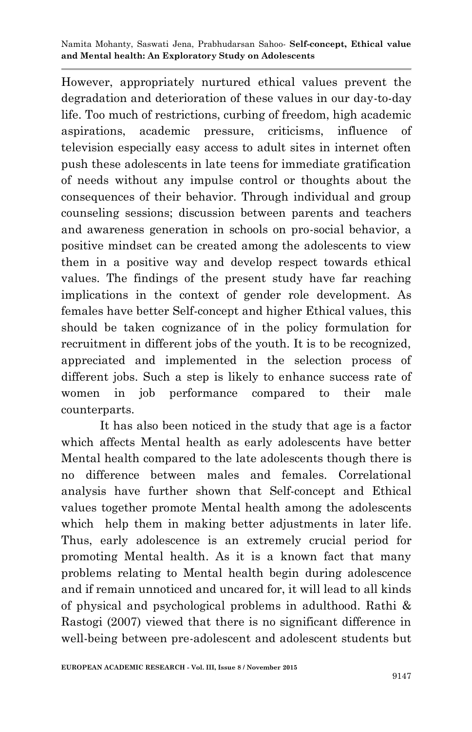However, appropriately nurtured ethical values prevent the degradation and deterioration of these values in our day-to-day life. Too much of restrictions, curbing of freedom, high academic aspirations, academic pressure, criticisms, influence of television especially easy access to adult sites in internet often push these adolescents in late teens for immediate gratification of needs without any impulse control or thoughts about the consequences of their behavior. Through individual and group counseling sessions; discussion between parents and teachers and awareness generation in schools on pro-social behavior, a positive mindset can be created among the adolescents to view them in a positive way and develop respect towards ethical values. The findings of the present study have far reaching implications in the context of gender role development. As females have better Self-concept and higher Ethical values, this should be taken cognizance of in the policy formulation for recruitment in different jobs of the youth. It is to be recognized, appreciated and implemented in the selection process of different jobs. Such a step is likely to enhance success rate of women in job performance compared to their male counterparts.

It has also been noticed in the study that age is a factor which affects Mental health as early adolescents have better Mental health compared to the late adolescents though there is no difference between males and females. Correlational analysis have further shown that Self-concept and Ethical values together promote Mental health among the adolescents which help them in making better adjustments in later life. Thus, early adolescence is an extremely crucial period for promoting Mental health. As it is a known fact that many problems relating to Mental health begin during adolescence and if remain unnoticed and uncared for, it will lead to all kinds of physical and psychological problems in adulthood. Rathi & Rastogi (2007) viewed that there is no significant difference in well-being between pre-adolescent and adolescent students but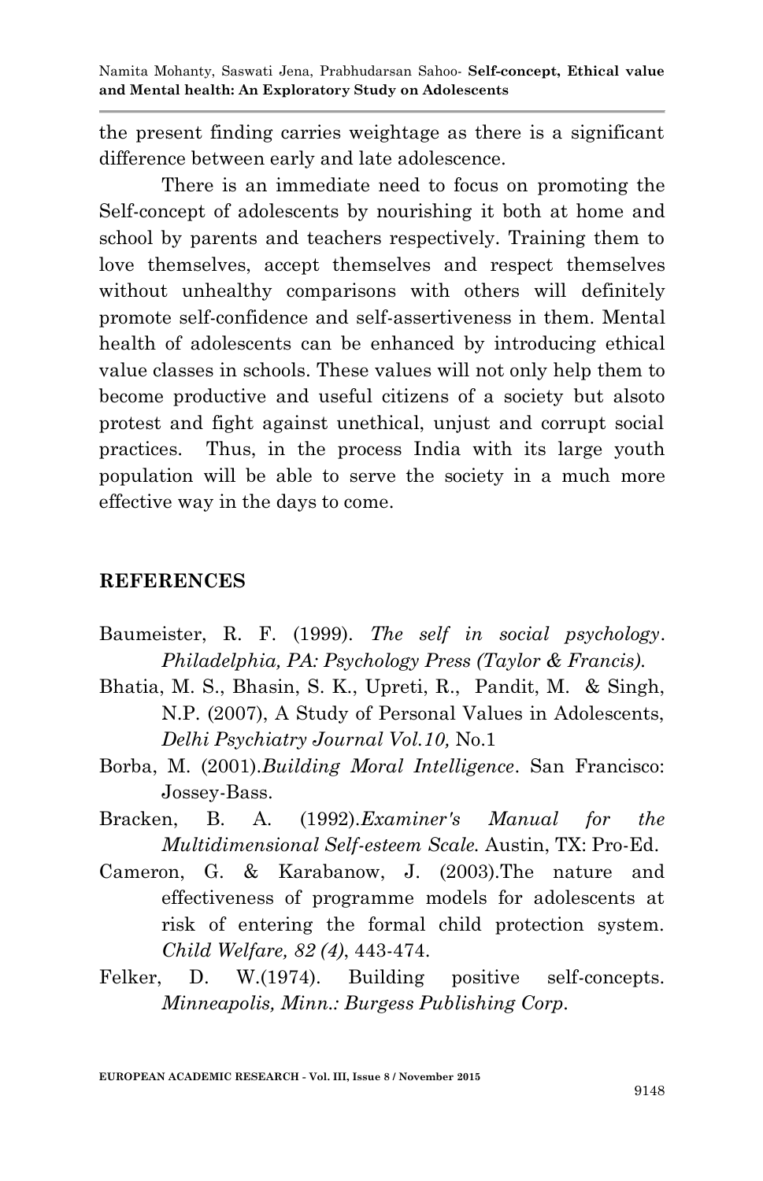the present finding carries weightage as there is a significant difference between early and late adolescence.

There is an immediate need to focus on promoting the Self-concept of adolescents by nourishing it both at home and school by parents and teachers respectively. Training them to love themselves, accept themselves and respect themselves without unhealthy comparisons with others will definitely promote self-confidence and self-assertiveness in them. Mental health of adolescents can be enhanced by introducing ethical value classes in schools. These values will not only help them to become productive and useful citizens of a society but alsoto protest and fight against unethical, unjust and corrupt social practices. Thus, in the process India with its large youth population will be able to serve the society in a much more effective way in the days to come.

## REFERENCES

Baumeister, R. F. (1999). *The self in social psychology*. *Philadelphia, PA: Psychology Press (Taylor & Francis).*

Bhatia, M. S., Bhasin, S. K., Upreti, R., Pandit, M. & Singh, N.P. (2007), A Study of Personal Values in Adolescents, *Delhi Psychiatry Journal Vol.10,* No.1

Borba, M. (2001).*Building Moral Intelligence*. San Francisco: Jossey-Bass.

Bracken, B. A. (1992).*Examiner's Manual for the Multidimensional Self-esteem Scale.* Austin, TX: Pro-Ed.

Cameron, G. & Karabanow, J. (2003).The nature and effectiveness of programme models for adolescents at risk of entering the formal child protection system. *Child Welfare, 82 (4)*, 443-474.

Felker, D. W.(1974). Building positive self-concepts. *Minneapolis, Minn.: Burgess Publishing Corp.*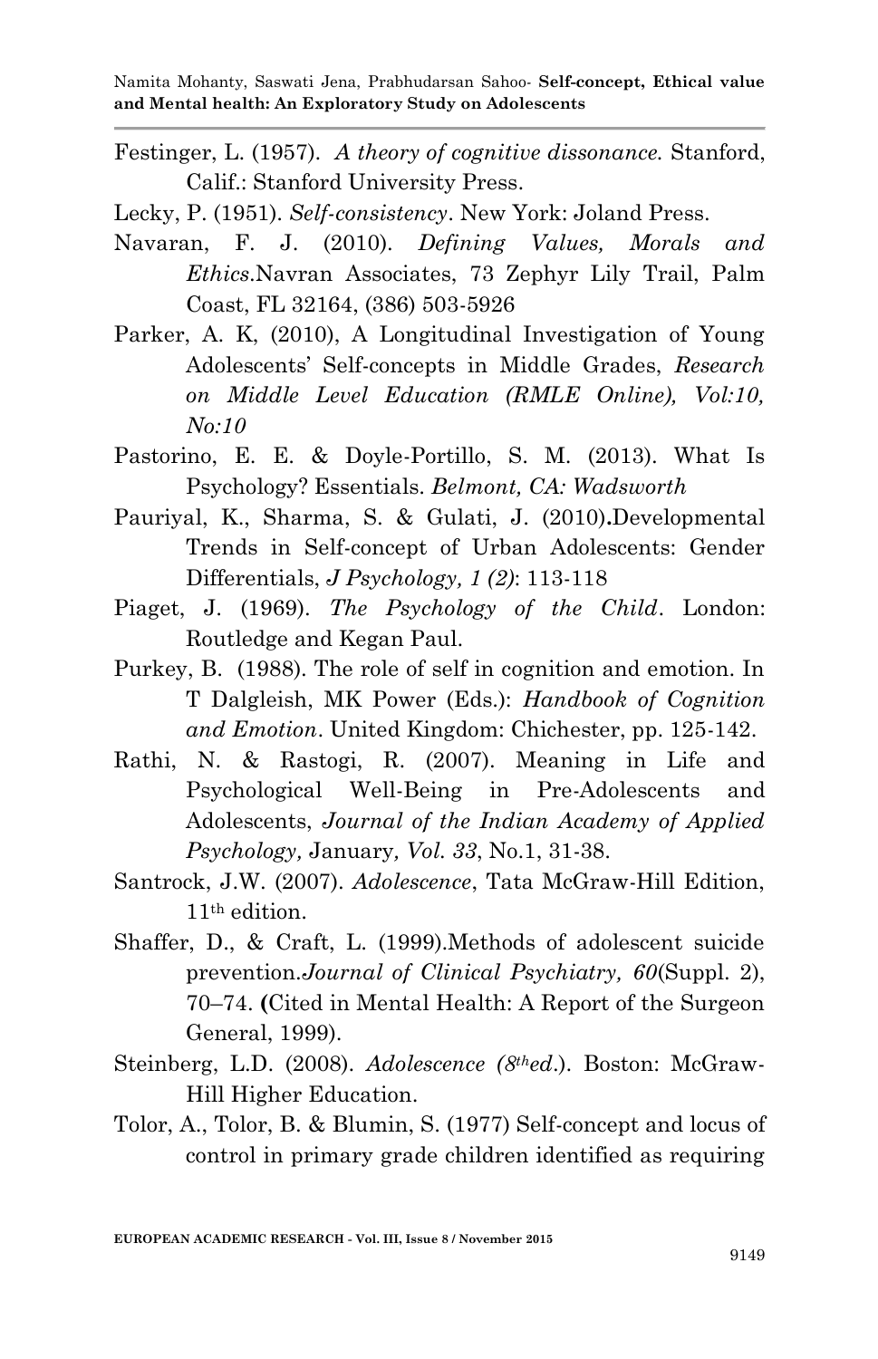Festinger, L. (1957). *A theory of cognitive dissonance.* Stanford, Calif.: Stanford University Press.

Lecky, P. (1951). *Self-consistency*. New York: Joland Press.

Navaran, F. J. (2010). *Defining Values, Morals and Ethics*.Navran Associates, 73 Zephyr Lily Trail, Palm Coast, FL 32164, (386) 503-5926

Parker, A. K, (2010), A Longitudinal Investigation of Young Adolescents' Self-concepts in Middle Grades, *Research on Middle Level Education (RMLE Online), Vol:10, No:10*

Pastorino, E. E. & Doyle-Portillo, S. M. (2013). What Is Psychology? Essentials. *Belmont, CA: Wadsworth*

Pauriyal, K., Sharma, S. & Gulati, J. (2010)**.**Developmental Trends in Self-concept of Urban Adolescents: Gender Differentials, *J Psychology, 1 (2)*: 113-118

Piaget, J. (1969). *The Psychology of the Child*. London: Routledge and Kegan Paul.

Purkey, B. (1988). The role of self in cognition and emotion. In T Dalgleish, MK Power (Eds.): *Handbook of Cognition and Emotion*. United Kingdom: Chichester, pp. 125-142.

Rathi, N. & Rastogi, R. (2007). Meaning in Life and Psychological Well-Being in Pre-Adolescents and Adolescents, *Journal of the Indian Academy of Applied Psychology,* January*, Vol. 33*, No.1, 31-38.

Santrock, J.W. (2007). *Adolescence*, Tata McGraw-Hill Edition, 11th edition.

Shaffer, D., & Craft, L. (1999).Methods of adolescent suicide prevention.*Journal of Clinical Psychiatry, 60*(Suppl. 2), 70–74. **(**Cited in Mental Health: A Report of the Surgeon General, 1999).

Steinberg, L.D. (2008). *Adolescence (8thed*.). Boston: McGraw-Hill Higher Education.

Tolor, A., Tolor, B. & Blumin, S. (1977) Self-concept and locus of control in primary grade children identified as requiring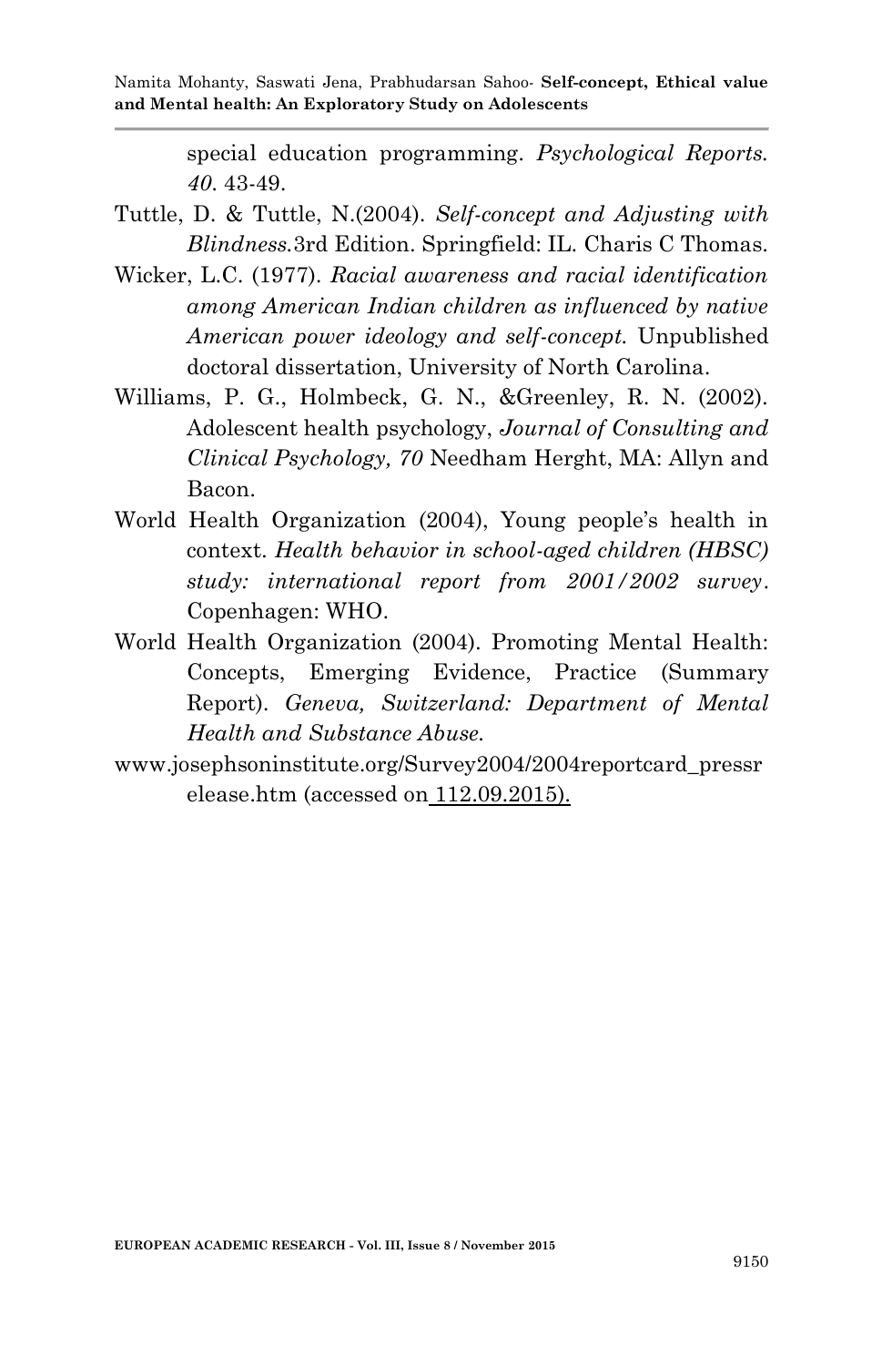special education programming. *Psychological Reports. 40*. 43-49.

Tuttle, D. & Tuttle, N.(2004). *Self-concept and Adjusting with Blindness.*3rd Edition. Springfield: IL. Charis C Thomas.

Wicker, L.C. (1977). *Racial awareness and racial identification among American Indian children as influenced by native American power ideology and self-concept.* Unpublished doctoral dissertation, University of North Carolina.

Williams, P. G., Holmbeck, G. N., &Greenley, R. N. (2002). Adolescent health psychology, *Journal of Consulting and Clinical Psychology, 70* Needham Herght, MA: Allyn and Bacon.

World Health Organization (2004), Young people's health in context. *Health behavior in school-aged children (HBSC) study: international report from 2001/2002 survey*. Copenhagen: WHO.

World Health Organization (2004). Promoting Mental Health: Concepts, Emerging Evidence, Practice (Summary Report). *Geneva, Switzerland: Department of Mental Health and Substance Abuse.*

www.josephsoninstitute.org/Survey2004/2004reportcard_pressrelease.htm (accessed on 112.09.2015).